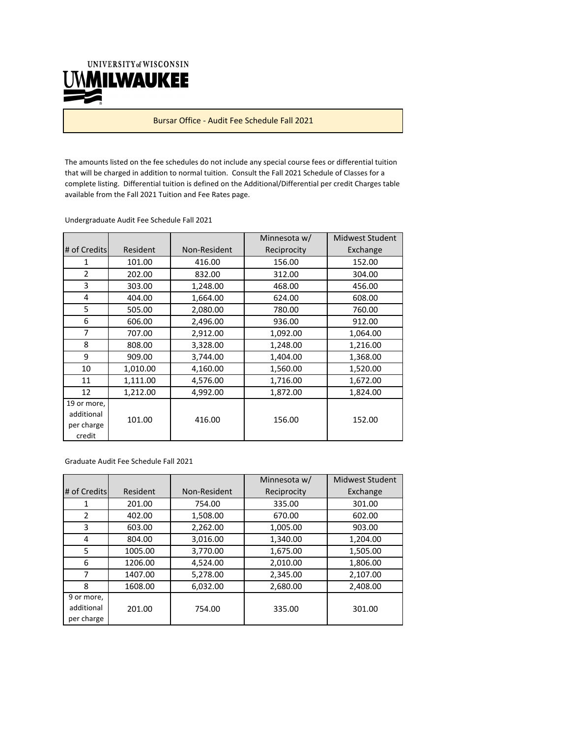UNIVERSITY of WISCONSIN
UW MILWAUKEE

# Bursar Office - Audit Fee Schedule Fall 2021

The amounts listed on the fee schedules do not include any special course fees or differential tuition that will be charged in addition to normal tuition. Consult the Fall 2021 Schedule of Classes for a complete listing. Differential tuition is defined on the Additional/Differential per credit Charges table available from the Fall 2021 Tuition and Fee Rates page.

## Undergraduate Audit Fee Schedule Fall 2021

| # of Credits | Resident | Non-Resident | Minnesota w/ Reciprocity | Midwest Student Exchange |
|---|---|---|---|---|
| 1 | 101.00 | 416.00 | 156.00 | 152.00 |
| 2 | 202.00 | 832.00 | 312.00 | 304.00 |
| 3 | 303.00 | 1,248.00 | 468.00 | 456.00 |
| 4 | 404.00 | 1,664.00 | 624.00 | 608.00 |
| 5 | 505.00 | 2,080.00 | 780.00 | 760.00 |
| 6 | 606.00 | 2,496.00 | 936.00 | 912.00 |
| 7 | 707.00 | 2,912.00 | 1,092.00 | 1,064.00 |
| 8 | 808.00 | 3,328.00 | 1,248.00 | 1,216.00 |
| 9 | 909.00 | 3,744.00 | 1,404.00 | 1,368.00 |
| 10 | 1,010.00 | 4,160.00 | 1,560.00 | 1,520.00 |
| 11 | 1,111.00 | 4,576.00 | 1,716.00 | 1,672.00 |
| 12 | 1,212.00 | 4,992.00 | 1,872.00 | 1,824.00 |
| 19 or more, additional per charge credit | 101.00 | 416.00 | 156.00 | 152.00 |

## Graduate Audit Fee Schedule Fall 2021

| # of Credits | Resident | Non-Resident | Minnesota w/ Reciprocity | Midwest Student Exchange |
|---|---|---|---|---|
| 1 | 201.00 | 754.00 | 335.00 | 301.00 |
| 2 | 402.00 | 1,508.00 | 670.00 | 602.00 |
| 3 | 603.00 | 2,262.00 | 1,005.00 | 903.00 |
| 4 | 804.00 | 3,016.00 | 1,340.00 | 1,204.00 |
| 5 | 1005.00 | 3,770.00 | 1,675.00 | 1,505.00 |
| 6 | 1206.00 | 4,524.00 | 2,010.00 | 1,806.00 |
| 7 | 1407.00 | 5,278.00 | 2,345.00 | 2,107.00 |
| 8 | 1608.00 | 6,032.00 | 2,680.00 | 2,408.00 |
| 9 or more, additional per charge | 201.00 | 754.00 | 335.00 | 301.00 |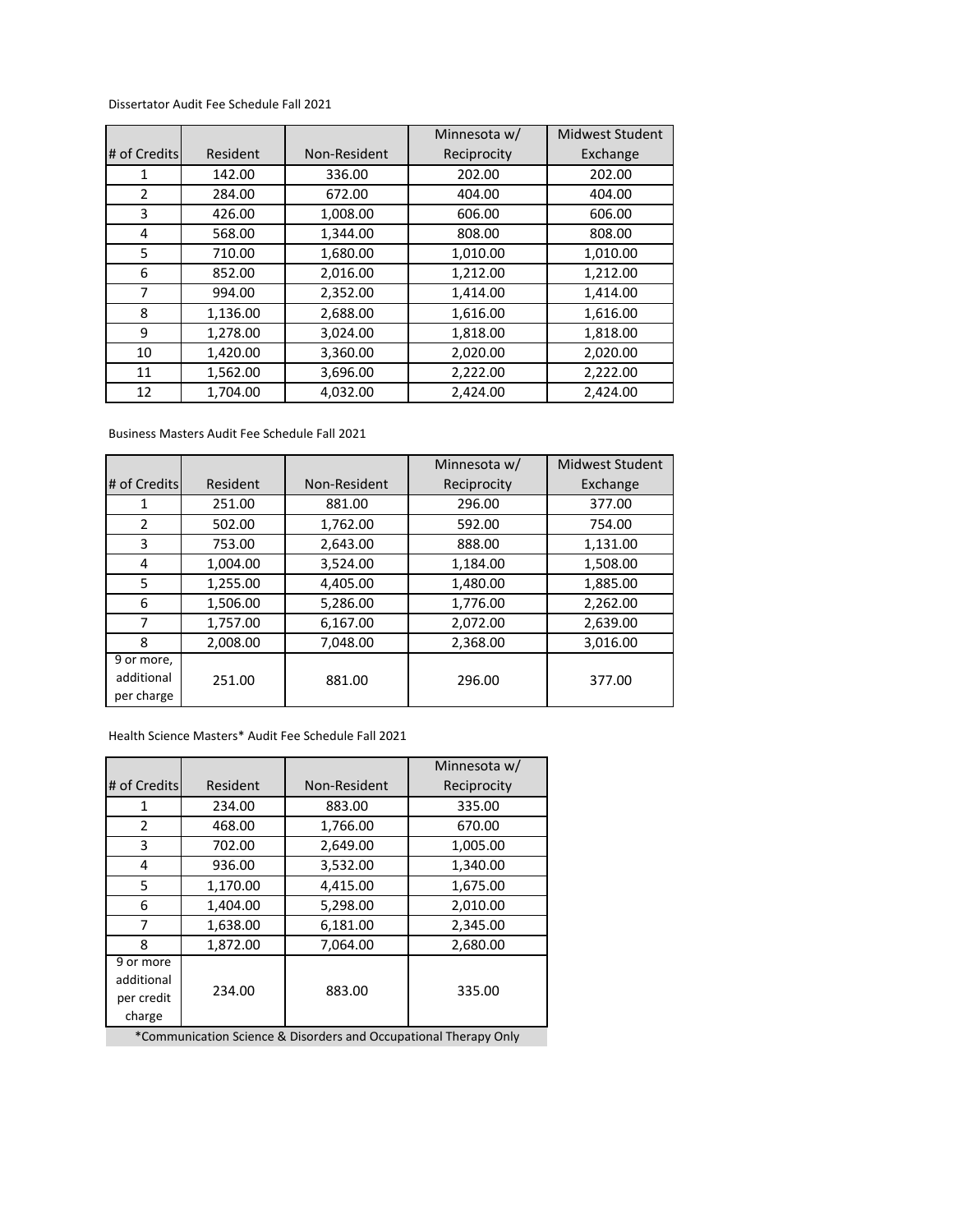Dissertator Audit Fee Schedule Fall 2021

| # of Credits | Resident | Non-Resident | Minnesota w/ Reciprocity | Midwest Student Exchange |
|---|---|---|---|---|
| 1 | 142.00 | 336.00 | 202.00 | 202.00 |
| 2 | 284.00 | 672.00 | 404.00 | 404.00 |
| 3 | 426.00 | 1,008.00 | 606.00 | 606.00 |
| 4 | 568.00 | 1,344.00 | 808.00 | 808.00 |
| 5 | 710.00 | 1,680.00 | 1,010.00 | 1,010.00 |
| 6 | 852.00 | 2,016.00 | 1,212.00 | 1,212.00 |
| 7 | 994.00 | 2,352.00 | 1,414.00 | 1,414.00 |
| 8 | 1,136.00 | 2,688.00 | 1,616.00 | 1,616.00 |
| 9 | 1,278.00 | 3,024.00 | 1,818.00 | 1,818.00 |
| 10 | 1,420.00 | 3,360.00 | 2,020.00 | 2,020.00 |
| 11 | 1,562.00 | 3,696.00 | 2,222.00 | 2,222.00 |
| 12 | 1,704.00 | 4,032.00 | 2,424.00 | 2,424.00 |

Business Masters Audit Fee Schedule Fall 2021

| # of Credits | Resident | Non-Resident | Minnesota w/ Reciprocity | Midwest Student Exchange |
|---|---|---|---|---|
| 1 | 251.00 | 881.00 | 296.00 | 377.00 |
| 2 | 502.00 | 1,762.00 | 592.00 | 754.00 |
| 3 | 753.00 | 2,643.00 | 888.00 | 1,131.00 |
| 4 | 1,004.00 | 3,524.00 | 1,184.00 | 1,508.00 |
| 5 | 1,255.00 | 4,405.00 | 1,480.00 | 1,885.00 |
| 6 | 1,506.00 | 5,286.00 | 1,776.00 | 2,262.00 |
| 7 | 1,757.00 | 6,167.00 | 2,072.00 | 2,639.00 |
| 8 | 2,008.00 | 7,048.00 | 2,368.00 | 3,016.00 |
| 9 or more, additional per charge | 251.00 | 881.00 | 296.00 | 377.00 |

Health Science Masters* Audit Fee Schedule Fall 2021

| # of Credits | Resident | Non-Resident | Minnesota w/ Reciprocity |
|---|---|---|---|
| 1 | 234.00 | 883.00 | 335.00 |
| 2 | 468.00 | 1,766.00 | 670.00 |
| 3 | 702.00 | 2,649.00 | 1,005.00 |
| 4 | 936.00 | 3,532.00 | 1,340.00 |
| 5 | 1,170.00 | 4,415.00 | 1,675.00 |
| 6 | 1,404.00 | 5,298.00 | 2,010.00 |
| 7 | 1,638.00 | 6,181.00 | 2,345.00 |
| 8 | 1,872.00 | 7,064.00 | 2,680.00 |
| 9 or more additional per credit charge | 234.00 | 883.00 | 335.00 |

*Communication Science & Disorders and Occupational Therapy Only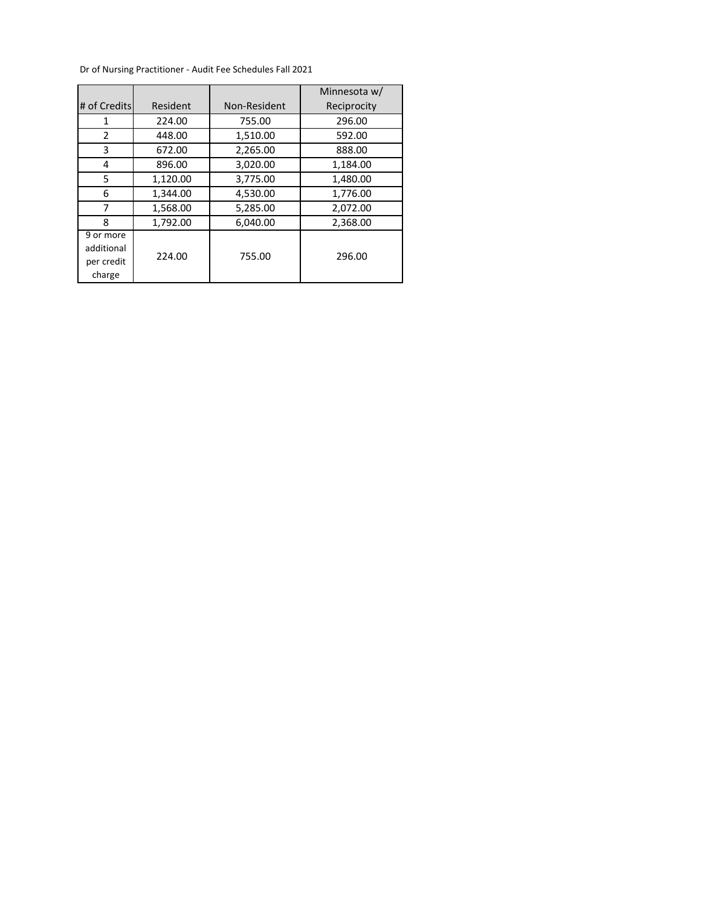Dr of Nursing Practitioner - Audit Fee Schedules Fall 2021

| # of Credits | Resident | Non-Resident | Minnesota w/ Reciprocity |
|---|---|---|---|
| 1 | 224.00 | 755.00 | 296.00 |
| 2 | 448.00 | 1,510.00 | 592.00 |
| 3 | 672.00 | 2,265.00 | 888.00 |
| 4 | 896.00 | 3,020.00 | 1,184.00 |
| 5 | 1,120.00 | 3,775.00 | 1,480.00 |
| 6 | 1,344.00 | 4,530.00 | 1,776.00 |
| 7 | 1,568.00 | 5,285.00 | 2,072.00 |
| 8 | 1,792.00 | 6,040.00 | 2,368.00 |
| 9 or more additional per credit charge | 224.00 | 755.00 | 296.00 |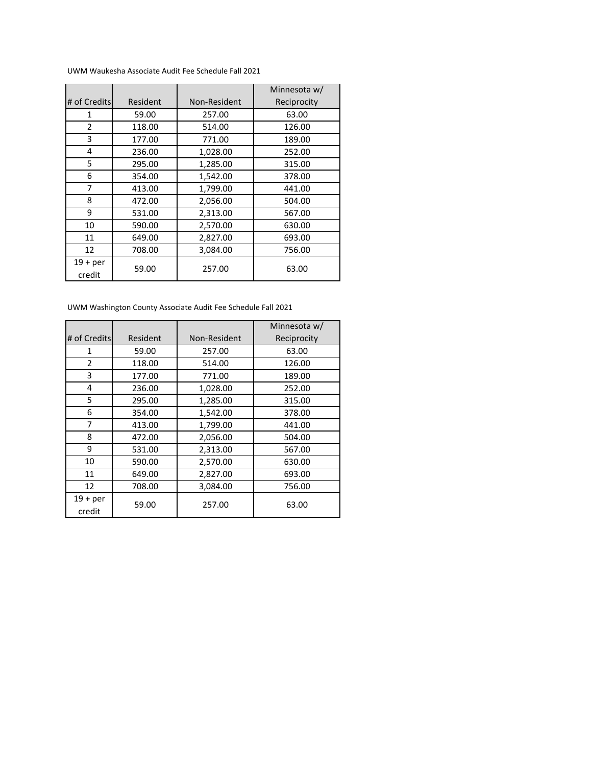UWM Waukesha Associate Audit Fee Schedule Fall 2021

| # of Credits | Resident | Non-Resident | Minnesota w/ Reciprocity |
|---|---|---|---|
| 1 | 59.00 | 257.00 | 63.00 |
| 2 | 118.00 | 514.00 | 126.00 |
| 3 | 177.00 | 771.00 | 189.00 |
| 4 | 236.00 | 1,028.00 | 252.00 |
| 5 | 295.00 | 1,285.00 | 315.00 |
| 6 | 354.00 | 1,542.00 | 378.00 |
| 7 | 413.00 | 1,799.00 | 441.00 |
| 8 | 472.00 | 2,056.00 | 504.00 |
| 9 | 531.00 | 2,313.00 | 567.00 |
| 10 | 590.00 | 2,570.00 | 630.00 |
| 11 | 649.00 | 2,827.00 | 693.00 |
| 12 | 708.00 | 3,084.00 | 756.00 |
| 19 + per credit | 59.00 | 257.00 | 63.00 |

UWM Washington County Associate Audit Fee Schedule Fall 2021

| # of Credits | Resident | Non-Resident | Minnesota w/ Reciprocity |
|---|---|---|---|
| 1 | 59.00 | 257.00 | 63.00 |
| 2 | 118.00 | 514.00 | 126.00 |
| 3 | 177.00 | 771.00 | 189.00 |
| 4 | 236.00 | 1,028.00 | 252.00 |
| 5 | 295.00 | 1,285.00 | 315.00 |
| 6 | 354.00 | 1,542.00 | 378.00 |
| 7 | 413.00 | 1,799.00 | 441.00 |
| 8 | 472.00 | 2,056.00 | 504.00 |
| 9 | 531.00 | 2,313.00 | 567.00 |
| 10 | 590.00 | 2,570.00 | 630.00 |
| 11 | 649.00 | 2,827.00 | 693.00 |
| 12 | 708.00 | 3,084.00 | 756.00 |
| 19 + per credit | 59.00 | 257.00 | 63.00 |